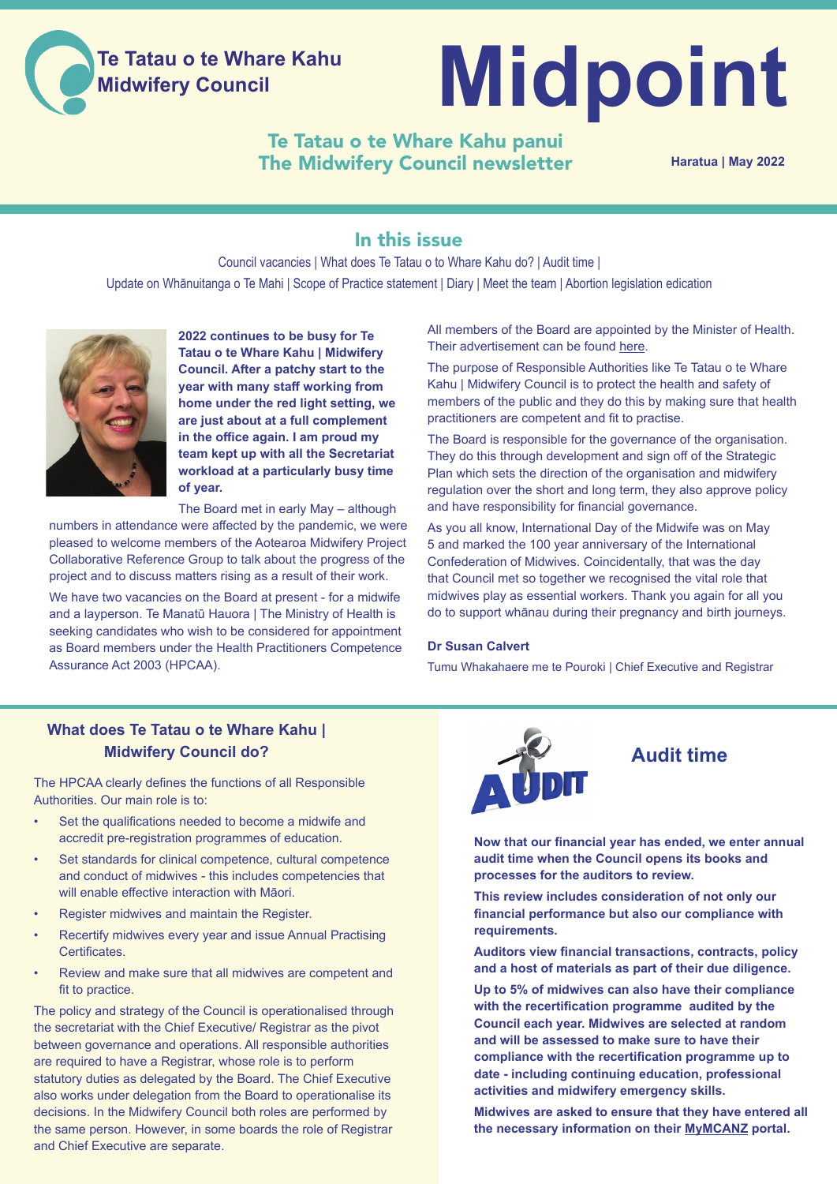# Midpoint

**Te Tatau o te Whare Kahu Midwifery Council**

## Te Tatau o te Whare Kahu panui
## The Midwifery Council newsletter

**Haratua | May 2022**

## In this issue

Council vacancies | What does Te Tatau o to Whare Kahu do? | Audit time | Update on Whānuitanga o Te Mahi | Scope of Practice statement | Diary | Meet the team | Abortion legislation edication

**2022 continues to be busy for Te Tatau o te Whare Kahu | Midwifery Council. After a patchy start to the year with many staff working from home under the red light setting, we are just about at a full complement in the office again. I am proud my team kept up with all the Secretariat workload at a particularly busy time of year.**

The Board met in early May – although numbers in attendance were affected by the pandemic, we were pleased to welcome members of the Aotearoa Midwifery Project Collaborative Reference Group to talk about the progress of the project and to discuss matters rising as a result of their work.

We have two vacancies on the Board at present - for a midwife and a layperson. Te Manatū Hauora | The Ministry of Health is seeking candidates who wish to be considered for appointment as Board members under the Health Practitioners Competence Assurance Act 2003 (HPCAA).

All members of the Board are appointed by the Minister of Health. Their advertisement can be found here.

The purpose of Responsible Authorities like Te Tatau o te Whare Kahu | Midwifery Council is to protect the health and safety of members of the public and they do this by making sure that health practitioners are competent and fit to practise.

The Board is responsible for the governance of the organisation. They do this through development and sign off of the Strategic Plan which sets the direction of the organisation and midwifery regulation over the short and long term, they also approve policy and have responsibility for financial governance.

As you all know, International Day of the Midwife was on May 5 and marked the 100 year anniversary of the International Confederation of Midwives. Coincidentally, that was the day that Council met so together we recognised the vital role that midwives play as essential workers. Thank you again for all you do to support whānau during their pregnancy and birth journeys.

**Dr Susan Calvert**

Tumu Whakahaere me te Pouroki | Chief Executive and Registrar

## What does Te Tatau o te Whare Kahu | Midwifery Council do?

The HPCAA clearly defines the functions of all Responsible Authorities. Our main role is to:

- Set the qualifications needed to become a midwife and accredit pre-registration programmes of education.
- Set standards for clinical competence, cultural competence and conduct of midwives - this includes competencies that will enable effective interaction with Māori.
- Register midwives and maintain the Register.
- Recertify midwives every year and issue Annual Practising Certificates.
- Review and make sure that all midwives are competent and fit to practice.

The policy and strategy of the Council is operationalised through the secretariat with the Chief Executive/ Registrar as the pivot between governance and operations. All responsible authorities are required to have a Registrar, whose role is to perform statutory duties as delegated by the Board. The Chief Executive also works under delegation from the Board to operationalise its decisions. In the Midwifery Council both roles are performed by the same person. However, in some boards the role of Registrar and Chief Executive are separate.

## Audit time

**Now that our financial year has ended, we enter annual audit time when the Council opens its books and processes for the auditors to review.**

**This review includes consideration of not only our financial performance but also our compliance with requirements.**

**Auditors view financial transactions, contracts, policy and a host of materials as part of their due diligence.**

**Up to 5% of midwives can also have their compliance with the recertification programme audited by the Council each year. Midwives are selected at random and will be assessed to make sure to have their compliance with the recertification programme up to date - including continuing education, professional activities and midwifery emergency skills.**

**Midwives are asked to ensure that they have entered all the necessary information on their MyMCANZ portal.**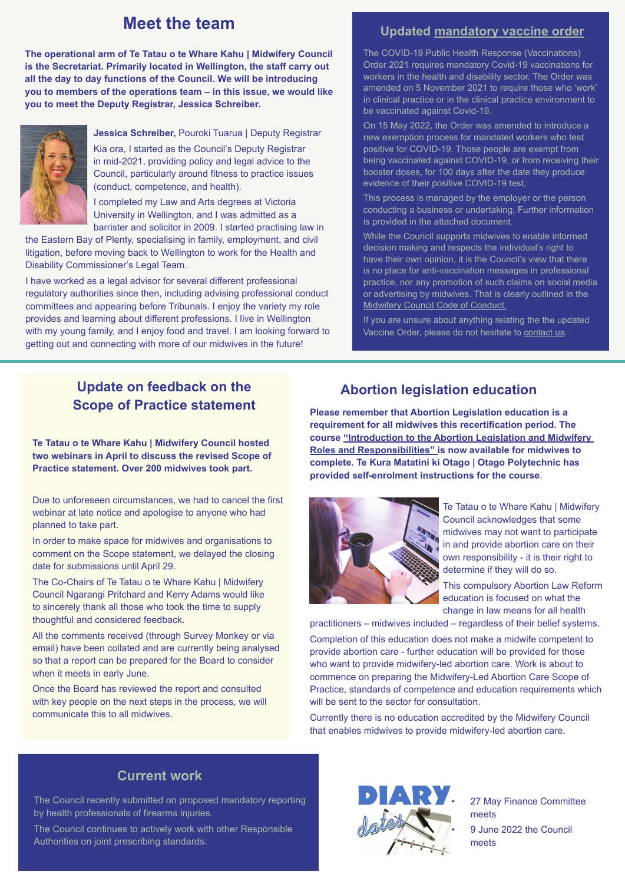## Meet the team

**The operational arm of Te Tatau o te Whare Kahu | Midwifery Council is the Secretariat. Primarily located in Wellington, the staff carry out all the day to day functions of the Council. We will be introducing you to members of the operations team – in this issue, we would like you to meet the Deputy Registrar, Jessica Schreiber.**

**Jessica Schreiber,** Pouroki Tuarua | Deputy Registrar

Kia ora, I started as the Council's Deputy Registrar in mid-2021, providing policy and legal advice to the Council, particularly around fitness to practice issues (conduct, competence, and health).

I completed my Law and Arts degrees at Victoria University in Wellington, and I was admitted as a barrister and solicitor in 2009. I started practising law in the Eastern Bay of Plenty, specialising in family, employment, and civil litigation, before moving back to Wellington to work for the Health and Disability Commissioner's Legal Team.

I have worked as a legal advisor for several different professional regulatory authorities since then, including advising professional conduct committees and appearing before Tribunals. I enjoy the variety my role provides and learning about different professions. I live in Wellington with my young family, and I enjoy food and travel. I am looking forward to getting out and connecting with more of our midwives in the future!

## Updated mandatory vaccine order

The COVID-19 Public Health Response (Vaccinations) Order 2021 requires mandatory Covid-19 vaccinations for workers in the health and disability sector. The Order was amended on 5 November 2021 to require those who 'work' in clinical practice or in the clinical practice environment to be vaccinated against Covid-19.

On 15 May 2022, the Order was amended to introduce a new exemption process for mandated workers who test positive for COVID-19. Those people are exempt from being vaccinated against COVID-19, or from receiving their booster doses, for 100 days after the date they produce evidence of their positive COVID-19 test.

This process is managed by the employer or the person conducting a business or undertaking. Further information is provided in the attached document.

While the Council supports midwives to enable informed decision making and respects the individual's right to have their own opinion, it is the Council's view that there is no place for anti-vaccination messages in professional practice, nor any promotion of such claims on social media or advertising by midwives. That is clearly outlined in the Midwifery Council Code of Conduct.

If you are unsure about anything relating the the updated Vaccine Order, please do not hesitate to contact us.

## Update on feedback on the Scope of Practice statement

**Te Tatau o te Whare Kahu | Midwifery Council hosted two webinars in April to discuss the revised Scope of Practice statement. Over 200 midwives took part.**

Due to unforeseen circumstances, we had to cancel the first webinar at late notice and apologise to anyone who had planned to take part.

In order to make space for midwives and organisations to comment on the Scope statement, we delayed the closing date for submissions until April 29.

The Co-Chairs of Te Tatau o te Whare Kahu | Midwifery Council Ngarangi Pritchard and Kerry Adams would like to sincerely thank all those who took the time to supply thoughtful and considered feedback.

All the comments received (through Survey Monkey or via email) have been collated and are currently being analysed so that a report can be prepared for the Board to consider when it meets in early June.

Once the Board has reviewed the report and consulted with key people on the next steps in the process, we will communicate this to all midwives.

## Abortion legislation education

**Please remember that Abortion Legislation education is a requirement for all midwives this recertification period. The course "Introduction to the Abortion Legislation and Midwifery Roles and Responsibilities" is now available for midwives to complete. Te Kura Matatini ki Otago | Otago Polytechnic has provided self-enrolment instructions for the course**.

Te Tatau o te Whare Kahu | Midwifery Council acknowledges that some midwives may not want to participate in and provide abortion care on their own responsibility - it is their right to determine if they will do so.

This compulsory Abortion Law Reform education is focused on what the change in law means for all health practitioners – midwives included – regardless of their belief systems.

Completion of this education does not make a midwife competent to provide abortion care - further education will be provided for those who want to provide midwifery-led abortion care. Work is about to commence on preparing the Midwifery-Led Abortion Care Scope of Practice, standards of competence and education requirements which will be sent to the sector for consultation.

Currently there is no education accredited by the Midwifery Council that enables midwives to provide midwifery-led abortion care.

## Current work

The Council recently submitted on proposed mandatory reporting by health professionals of firearms injuries.

The Council continues to actively work with other Responsible Authorities on joint prescribing standards.

## DIARY dates

- 27 May Finance Committee meets
- 9 June 2022 the Council meets